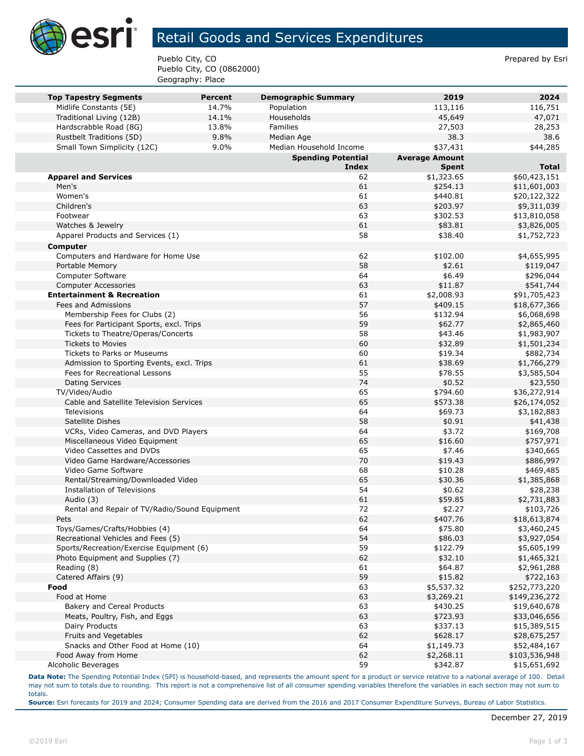# Retail Goods and Services Expenditures

Pueblo City, CO
Pueblo City, CO (0862000)
Geography: Place

Prepared by Esri

| Top Tapestry Segments | Percent | Demographic Summary | 2019 | 2024 |
|---|---|---|---|---|
| Midlife Constants (5E) | 14.7% | Population | 113,116 | 116,751 |
| Traditional Living (12B) | 14.1% | Households | 45,649 | 47,071 |
| Hardscrabble Road (8G) | 13.8% | Families | 27,503 | 28,253 |
| Rustbelt Traditions (5D) | 9.8% | Median Age | 38.3 | 38.6 |
| Small Town Simplicity (12C) | 9.0% | Median Household Income | $37,431 | $44,285 |

| | Spending Potential Index | Average Amount Spent | Total |
|---|---|---|---|
| **Apparel and Services** | 62 | $1,323.65 | $60,423,151 |
| Men's | 61 | $254.13 | $11,601,003 |
| Women's | 61 | $440.81 | $20,122,322 |
| Children's | 63 | $203.97 | $9,311,039 |
| Footwear | 63 | $302.53 | $13,810,058 |
| Watches & Jewelry | 61 | $83.81 | $3,826,005 |
| Apparel Products and Services (1) | 58 | $38.40 | $1,752,723 |
| **Computer** | | | |
| Computers and Hardware for Home Use | 62 | $102.00 | $4,655,995 |
| Portable Memory | 58 | $2.61 | $119,047 |
| Computer Software | 64 | $6.49 | $296,044 |
| Computer Accessories | 63 | $11.87 | $541,744 |
| **Entertainment & Recreation** | 61 | $2,008.93 | $91,705,423 |
| Fees and Admissions | 57 | $409.15 | $18,677,366 |
| Membership Fees for Clubs (2) | 56 | $132.94 | $6,068,698 |
| Fees for Participant Sports, excl. Trips | 59 | $62.77 | $2,865,460 |
| Tickets to Theatre/Operas/Concerts | 58 | $43.46 | $1,983,907 |
| Tickets to Movies | 60 | $32.89 | $1,501,234 |
| Tickets to Parks or Museums | 60 | $19.34 | $882,734 |
| Admission to Sporting Events, excl. Trips | 61 | $38.69 | $1,766,279 |
| Fees for Recreational Lessons | 55 | $78.55 | $3,585,504 |
| Dating Services | 74 | $0.52 | $23,550 |
| TV/Video/Audio | 65 | $794.60 | $36,272,914 |
| Cable and Satellite Television Services | 65 | $573.38 | $26,174,052 |
| Televisions | 64 | $69.73 | $3,182,883 |
| Satellite Dishes | 58 | $0.91 | $41,438 |
| VCRs, Video Cameras, and DVD Players | 64 | $3.72 | $169,708 |
| Miscellaneous Video Equipment | 65 | $16.60 | $757,971 |
| Video Cassettes and DVDs | 65 | $7.46 | $340,665 |
| Video Game Hardware/Accessories | 70 | $19.43 | $886,997 |
| Video Game Software | 68 | $10.28 | $469,485 |
| Rental/Streaming/Downloaded Video | 65 | $30.36 | $1,385,868 |
| Installation of Televisions | 54 | $0.62 | $28,238 |
| Audio (3) | 61 | $59.85 | $2,731,883 |
| Rental and Repair of TV/Radio/Sound Equipment | 72 | $2.27 | $103,726 |
| Pets | 62 | $407.76 | $18,613,874 |
| Toys/Games/Crafts/Hobbies (4) | 64 | $75.80 | $3,460,245 |
| Recreational Vehicles and Fees (5) | 54 | $86.03 | $3,927,054 |
| Sports/Recreation/Exercise Equipment (6) | 59 | $122.79 | $5,605,199 |
| Photo Equipment and Supplies (7) | 62 | $32.10 | $1,465,321 |
| Reading (8) | 61 | $64.87 | $2,961,288 |
| Catered Affairs (9) | 59 | $15.82 | $722,163 |
| **Food** | 63 | $5,537.32 | $252,773,220 |
| Food at Home | 63 | $3,269.21 | $149,236,272 |
| Bakery and Cereal Products | 63 | $430.25 | $19,640,678 |
| Meats, Poultry, Fish, and Eggs | 63 | $723.93 | $33,046,656 |
| Dairy Products | 63 | $337.13 | $15,389,515 |
| Fruits and Vegetables | 62 | $628.17 | $28,675,257 |
| Snacks and Other Food at Home (10) | 64 | $1,149.73 | $52,484,167 |
| Food Away from Home | 62 | $2,268.11 | $103,536,948 |
| Alcoholic Beverages | 59 | $342.87 | $15,651,692 |

**Data Note:** The Spending Potential Index (SPI) is household-based, and represents the amount spent for a product or service relative to a national average of 100. Detail may not sum to totals due to rounding. This report is not a comprehensive list of all consumer spending variables therefore the variables in each section may not sum to totals.

**Source:** Esri forecasts for 2019 and 2024; Consumer Spending data are derived from the 2016 and 2017 Consumer Expenditure Surveys, Bureau of Labor Statistics.

December 27, 2019

©2019 Esri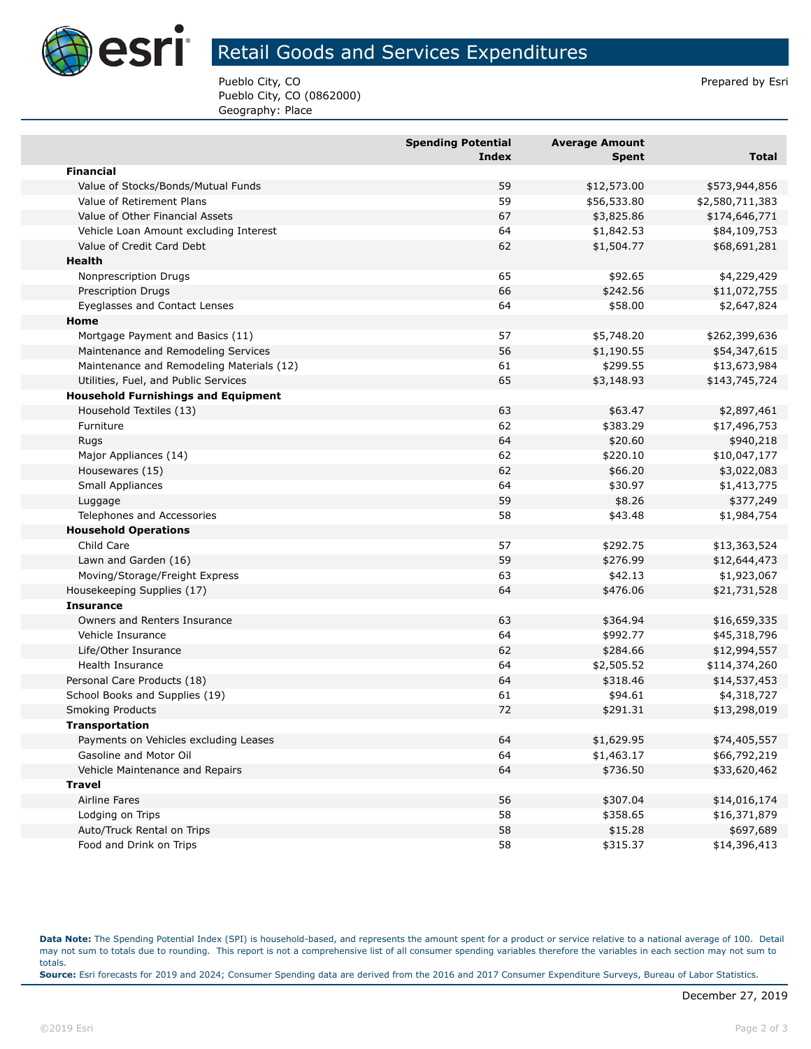# Retail Goods and Services Expenditures

Pueblo City, CO
Pueblo City, CO (0862000)
Geography: Place

Prepared by Esri

| | Spending Potential Index | Average Amount Spent | Total |
|---|---|---|---|
| **Financial** | | | |
| Value of Stocks/Bonds/Mutual Funds | 59 | $12,573.00 | $573,944,856 |
| Value of Retirement Plans | 59 | $56,533.80 | $2,580,711,383 |
| Value of Other Financial Assets | 67 | $3,825.86 | $174,646,771 |
| Vehicle Loan Amount excluding Interest | 64 | $1,842.53 | $84,109,753 |
| Value of Credit Card Debt | 62 | $1,504.77 | $68,691,281 |
| **Health** | | | |
| Nonprescription Drugs | 65 | $92.65 | $4,229,429 |
| Prescription Drugs | 66 | $242.56 | $11,072,755 |
| Eyeglasses and Contact Lenses | 64 | $58.00 | $2,647,824 |
| **Home** | | | |
| Mortgage Payment and Basics (11) | 57 | $5,748.20 | $262,399,636 |
| Maintenance and Remodeling Services | 56 | $1,190.55 | $54,347,615 |
| Maintenance and Remodeling Materials (12) | 61 | $299.55 | $13,673,984 |
| Utilities, Fuel, and Public Services | 65 | $3,148.93 | $143,745,724 |
| **Household Furnishings and Equipment** | | | |
| Household Textiles (13) | 63 | $63.47 | $2,897,461 |
| Furniture | 62 | $383.29 | $17,496,753 |
| Rugs | 64 | $20.60 | $940,218 |
| Major Appliances (14) | 62 | $220.10 | $10,047,177 |
| Housewares (15) | 62 | $66.20 | $3,022,083 |
| Small Appliances | 64 | $30.97 | $1,413,775 |
| Luggage | 59 | $8.26 | $377,249 |
| Telephones and Accessories | 58 | $43.48 | $1,984,754 |
| **Household Operations** | | | |
| Child Care | 57 | $292.75 | $13,363,524 |
| Lawn and Garden (16) | 59 | $276.99 | $12,644,473 |
| Moving/Storage/Freight Express | 63 | $42.13 | $1,923,067 |
| Housekeeping Supplies (17) | 64 | $476.06 | $21,731,528 |
| **Insurance** | | | |
| Owners and Renters Insurance | 63 | $364.94 | $16,659,335 |
| Vehicle Insurance | 64 | $992.77 | $45,318,796 |
| Life/Other Insurance | 62 | $284.66 | $12,994,557 |
| Health Insurance | 64 | $2,505.52 | $114,374,260 |
| Personal Care Products (18) | 64 | $318.46 | $14,537,453 |
| School Books and Supplies (19) | 61 | $94.61 | $4,318,727 |
| Smoking Products | 72 | $291.31 | $13,298,019 |
| **Transportation** | | | |
| Payments on Vehicles excluding Leases | 64 | $1,629.95 | $74,405,557 |
| Gasoline and Motor Oil | 64 | $1,463.17 | $66,792,219 |
| Vehicle Maintenance and Repairs | 64 | $736.50 | $33,620,462 |
| **Travel** | | | |
| Airline Fares | 56 | $307.04 | $14,016,174 |
| Lodging on Trips | 58 | $358.65 | $16,371,879 |
| Auto/Truck Rental on Trips | 58 | $15.28 | $697,689 |
| Food and Drink on Trips | 58 | $315.37 | $14,396,413 |

**Data Note:** The Spending Potential Index (SPI) is household-based, and represents the amount spent for a product or service relative to a national average of 100. Detail may not sum to totals due to rounding. This report is not a comprehensive list of all consumer spending variables therefore the variables in each section may not sum to totals.
**Source:** Esri forecasts for 2019 and 2024; Consumer Spending data are derived from the 2016 and 2017 Consumer Expenditure Surveys, Bureau of Labor Statistics.

December 27, 2019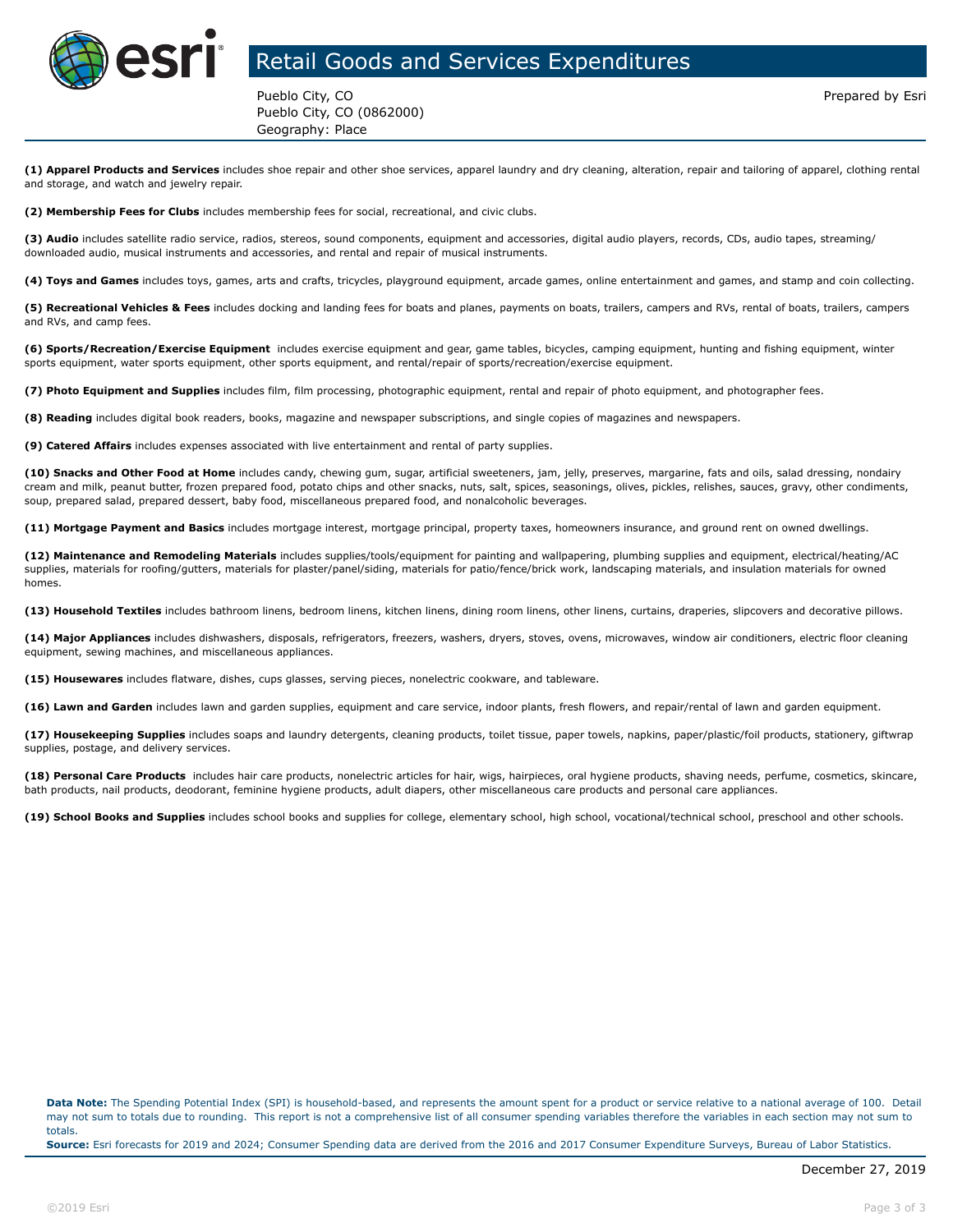# Retail Goods and Services Expenditures

Pueblo City, CO
Pueblo City, CO (0862000)
Geography: Place

Prepared by Esri

**(1) Apparel Products and Services** includes shoe repair and other shoe services, apparel laundry and dry cleaning, alteration, repair and tailoring of apparel, clothing rental and storage, and watch and jewelry repair.

**(2) Membership Fees for Clubs** includes membership fees for social, recreational, and civic clubs.

**(3) Audio** includes satellite radio service, radios, stereos, sound components, equipment and accessories, digital audio players, records, CDs, audio tapes, streaming/ downloaded audio, musical instruments and accessories, and rental and repair of musical instruments.

**(4) Toys and Games** includes toys, games, arts and crafts, tricycles, playground equipment, arcade games, online entertainment and games, and stamp and coin collecting.

**(5) Recreational Vehicles & Fees** includes docking and landing fees for boats and planes, payments on boats, trailers, campers and RVs, rental of boats, trailers, campers and RVs, and camp fees.

**(6) Sports/Recreation/Exercise Equipment** includes exercise equipment and gear, game tables, bicycles, camping equipment, hunting and fishing equipment, winter sports equipment, water sports equipment, other sports equipment, and rental/repair of sports/recreation/exercise equipment.

**(7) Photo Equipment and Supplies** includes film, film processing, photographic equipment, rental and repair of photo equipment, and photographer fees.

**(8) Reading** includes digital book readers, books, magazine and newspaper subscriptions, and single copies of magazines and newspapers.

**(9) Catered Affairs** includes expenses associated with live entertainment and rental of party supplies.

**(10) Snacks and Other Food at Home** includes candy, chewing gum, sugar, artificial sweeteners, jam, jelly, preserves, margarine, fats and oils, salad dressing, nondairy cream and milk, peanut butter, frozen prepared food, potato chips and other snacks, nuts, salt, spices, seasonings, olives, pickles, relishes, sauces, gravy, other condiments, soup, prepared salad, prepared dessert, baby food, miscellaneous prepared food, and nonalcoholic beverages.

**(11) Mortgage Payment and Basics** includes mortgage interest, mortgage principal, property taxes, homeowners insurance, and ground rent on owned dwellings.

**(12) Maintenance and Remodeling Materials** includes supplies/tools/equipment for painting and wallpapering, plumbing supplies and equipment, electrical/heating/AC supplies, materials for roofing/gutters, materials for plaster/panel/siding, materials for patio/fence/brick work, landscaping materials, and insulation materials for owned homes.

**(13) Household Textiles** includes bathroom linens, bedroom linens, kitchen linens, dining room linens, other linens, curtains, draperies, slipcovers and decorative pillows.

**(14) Major Appliances** includes dishwashers, disposals, refrigerators, freezers, washers, dryers, stoves, ovens, microwaves, window air conditioners, electric floor cleaning equipment, sewing machines, and miscellaneous appliances.

**(15) Housewares** includes flatware, dishes, cups glasses, serving pieces, nonelectric cookware, and tableware.

**(16) Lawn and Garden** includes lawn and garden supplies, equipment and care service, indoor plants, fresh flowers, and repair/rental of lawn and garden equipment.

**(17) Housekeeping Supplies** includes soaps and laundry detergents, cleaning products, toilet tissue, paper towels, napkins, paper/plastic/foil products, stationery, giftwrap supplies, postage, and delivery services.

**(18) Personal Care Products** includes hair care products, nonelectric articles for hair, wigs, hairpieces, oral hygiene products, shaving needs, perfume, cosmetics, skincare, bath products, nail products, deodorant, feminine hygiene products, adult diapers, other miscellaneous care products and personal care appliances.

**(19) School Books and Supplies** includes school books and supplies for college, elementary school, high school, vocational/technical school, preschool and other schools.

**Data Note:** The Spending Potential Index (SPI) is household-based, and represents the amount spent for a product or service relative to a national average of 100. Detail may not sum to totals due to rounding. This report is not a comprehensive list of all consumer spending variables therefore the variables in each section may not sum to totals.
**Source:** Esri forecasts for 2019 and 2024; Consumer Spending data are derived from the 2016 and 2017 Consumer Expenditure Surveys, Bureau of Labor Statistics.

December 27, 2019

©2019 Esri